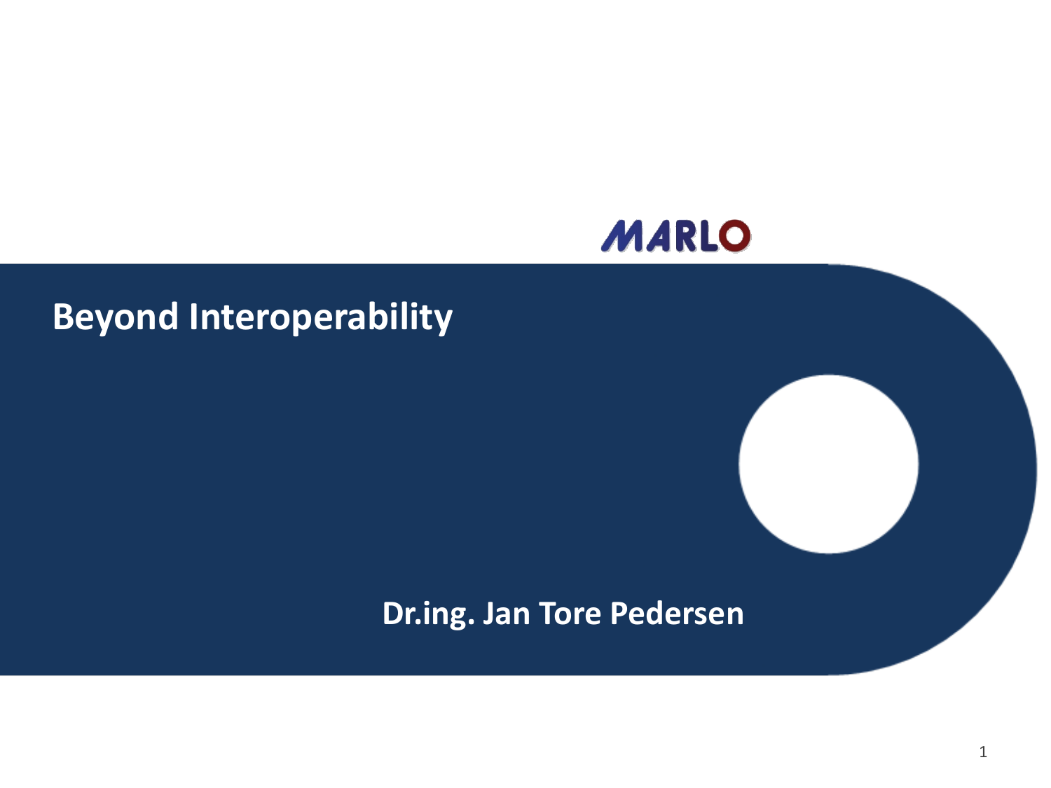MARLO

# Beyond Interoperability

**Dr.ing. Jan Tore Pedersen**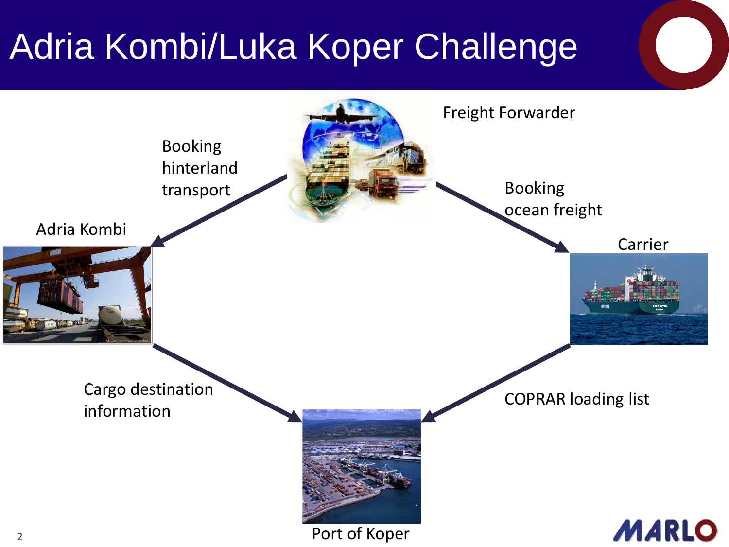# Adria Kombi/Luka Koper Challenge

Freight Forwarder

Booking hinterland transport

Booking ocean freight

Adria Kombi

Carrier

Cargo destination information

COPRAR loading list

Port of Koper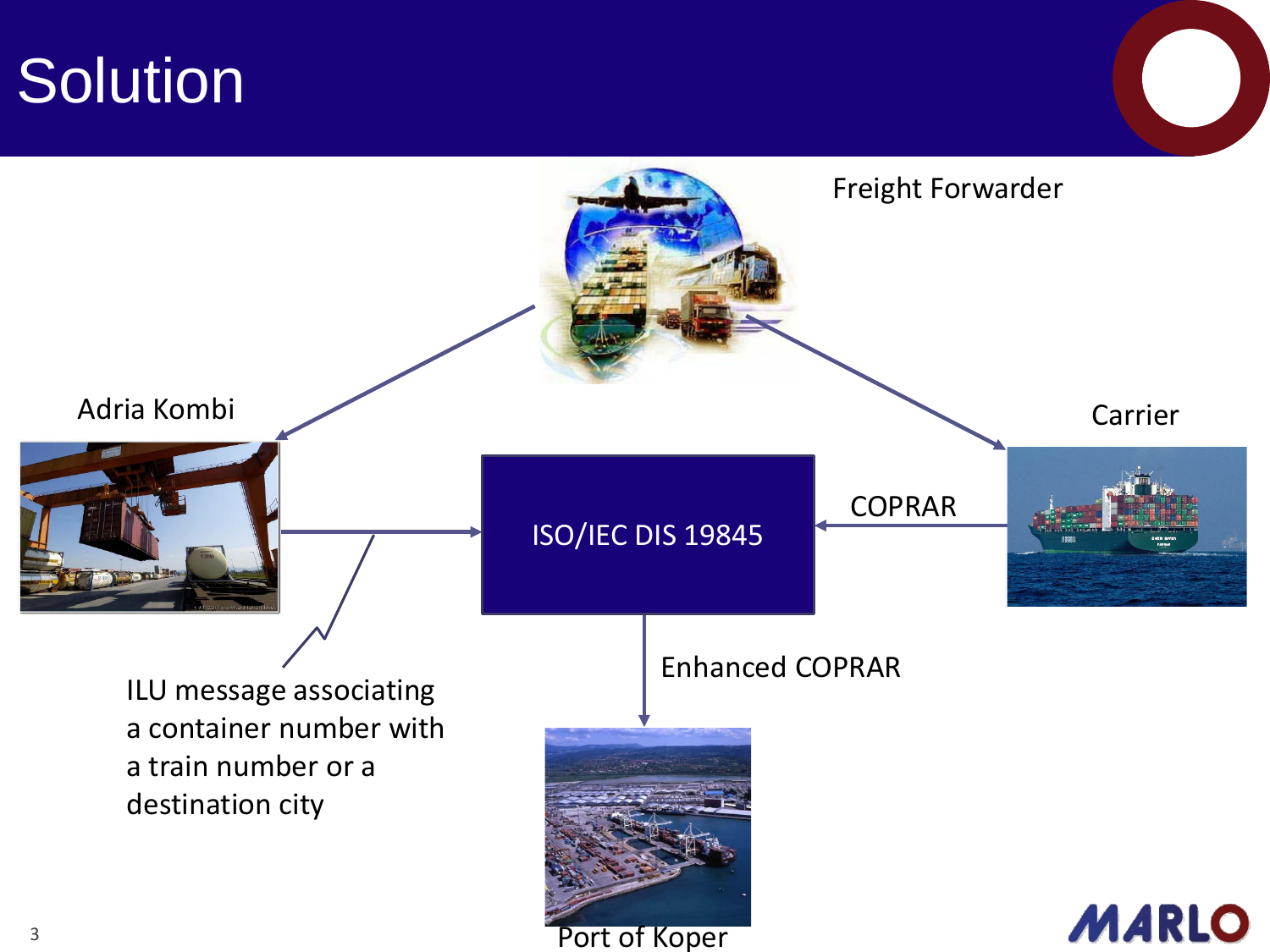# Solution

Freight Forwarder

Adria Kombi

Carrier

ISO/IEC DIS 19845

COPRAR

Enhanced COPRAR

ILU message associating a container number with a train number or a destination city

Port of Koper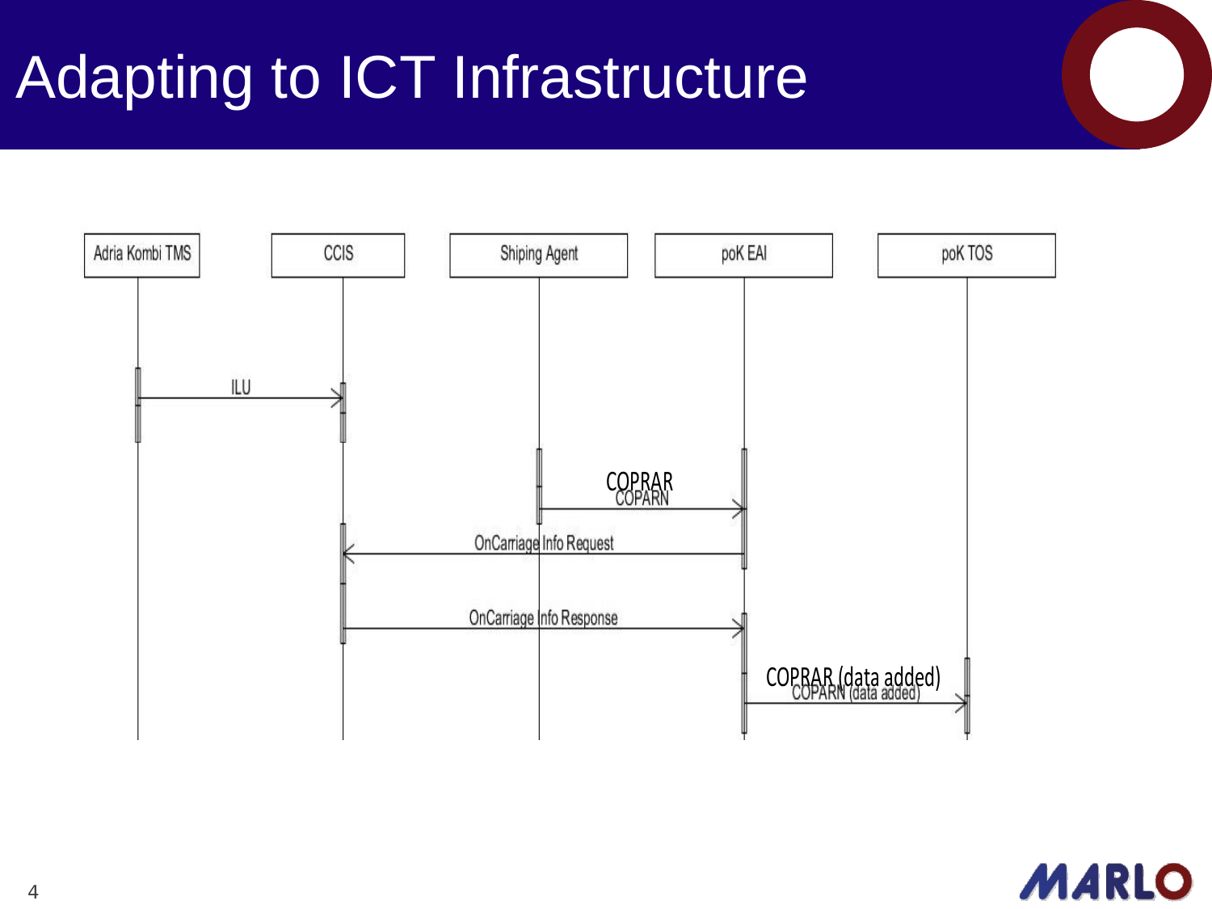# Adapting to ICT Infrastructure

Adria Kombi TMS | CCIS | Shiping Agent | poK EAI | poK TOS

ILU

COPRAR
COPARN

OnCarriage Info Request

OnCarriage Info Response

COPRAR (data added)
COPARN (data added)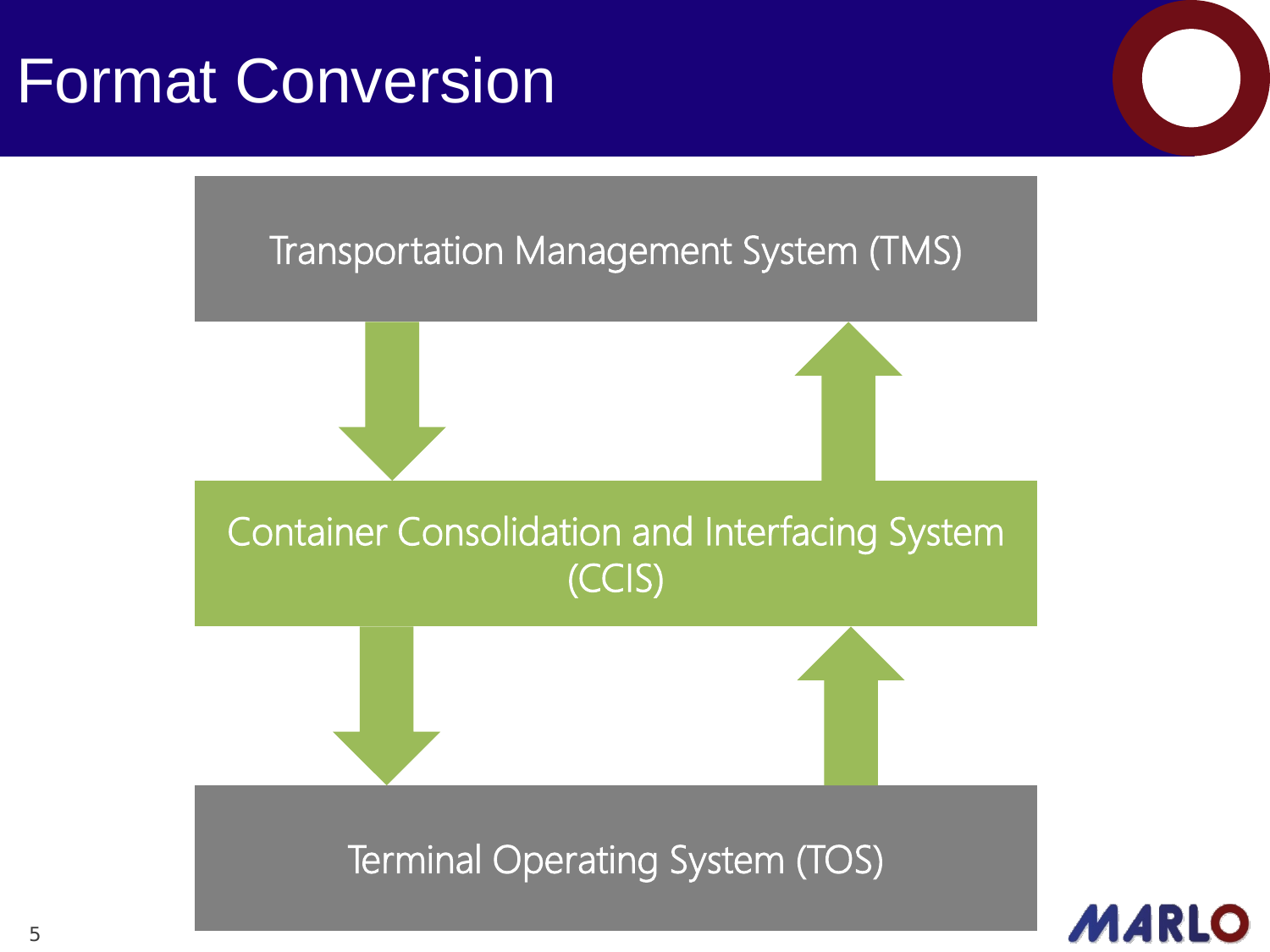# Format Conversion

Transportation Management System (TMS)

Container Consolidation and Interfacing System (CCIS)

Terminal Operating System (TOS)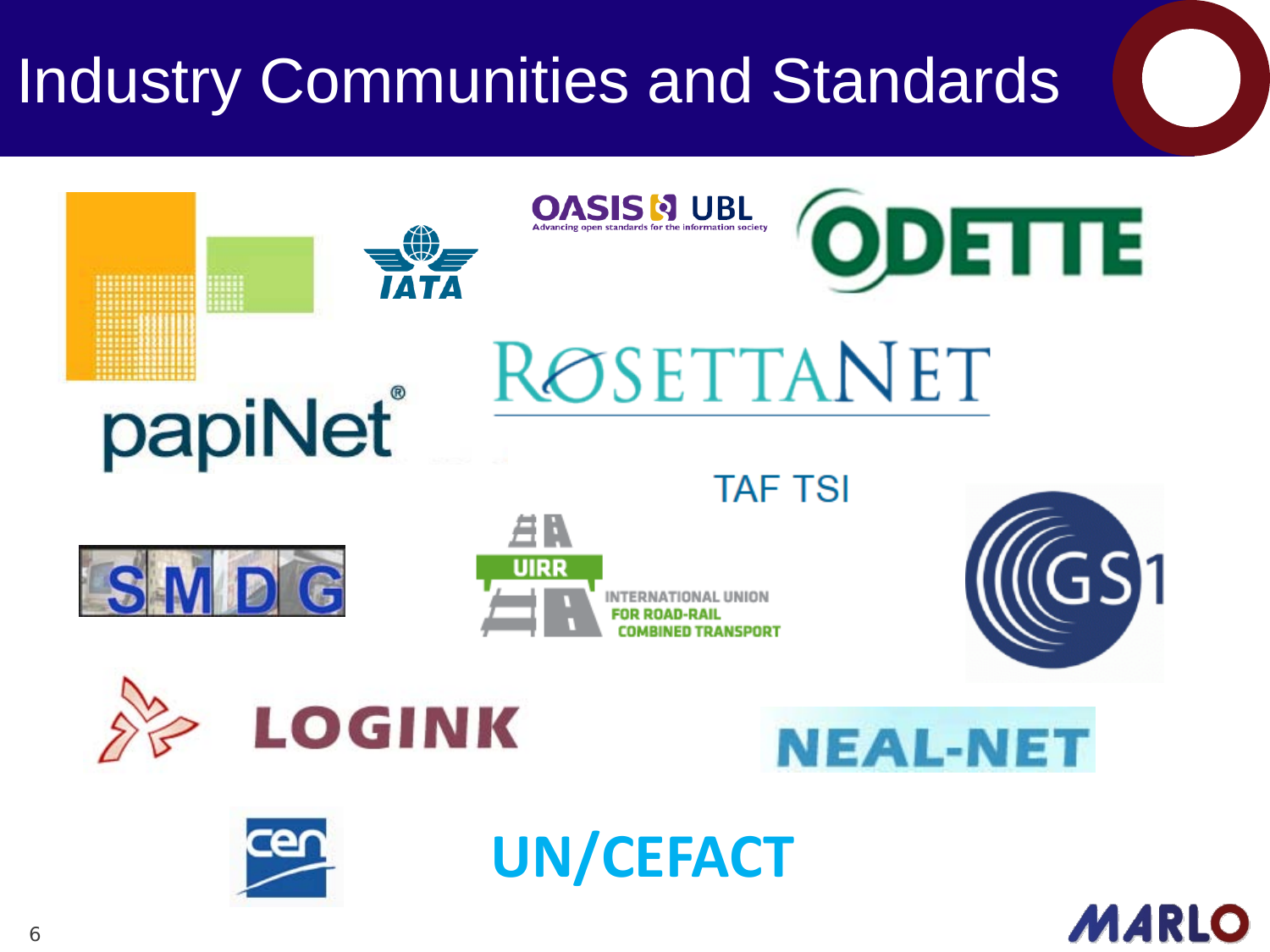# Industry Communities and Standards

papiNet®

IATA

OASIS UBL
Advancing open standards for the information society

ODETTE

ROSETTANET

TAF TSI

SMDG

UIRR
INTERNATIONAL UNION FOR ROAD-RAIL COMBINED TRANSPORT

GS1

LOGINK

NEAL-NET

cen

UN/CEFACT

MARLO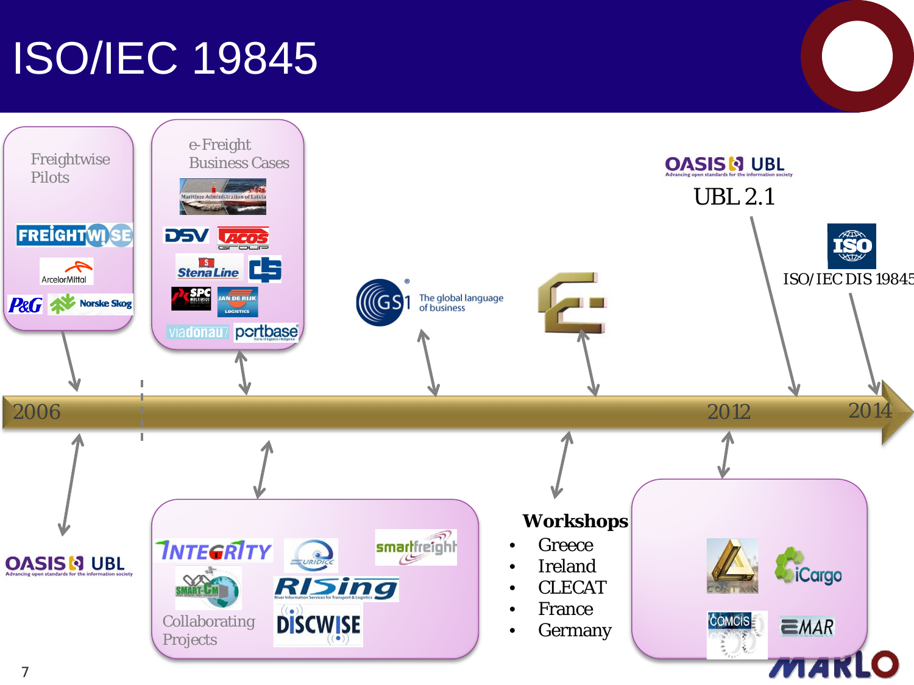# ISO/IEC 19845

Freightwise Pilots

e-Freight Business Cases

OASIS UBL

UBL 2.1

ISO/IEC DIS 19845

2006

2012

2014

Collaborating Projects

**Workshops**

- Greece
- Ireland
- CLECAT
- France
- Germany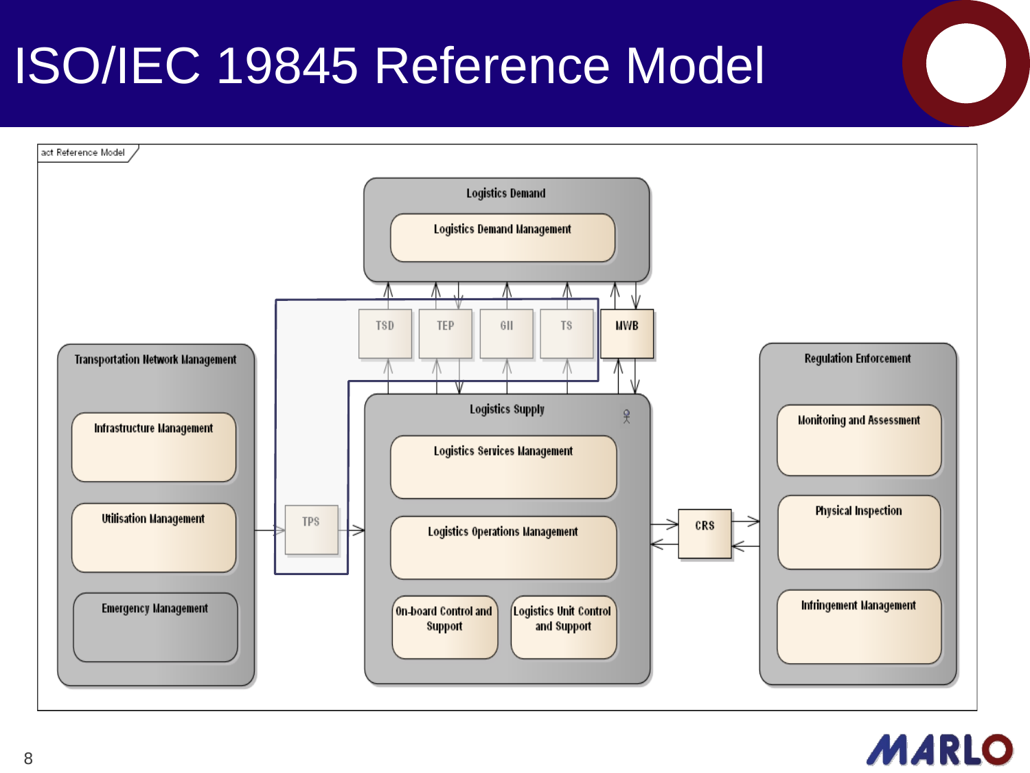# ISO/IEC 19845 Reference Model

act Reference Model

**Logistics Demand**
- Logistics Demand Management

TSD | TEP | GII | TS | MWB

**Transportation Network Management**
- Infrastructure Management
- Utilisation Management
- Emergency Management

TPS

**Logistics Supply**
- Logistics Services Management
- Logistics Operations Management
- On-board Control and Support
- Logistics Unit Control and Support

CRS

**Regulation Enforcement**
- Monitoring and Assessment
- Physical Inspection
- Infringement Management

MARLO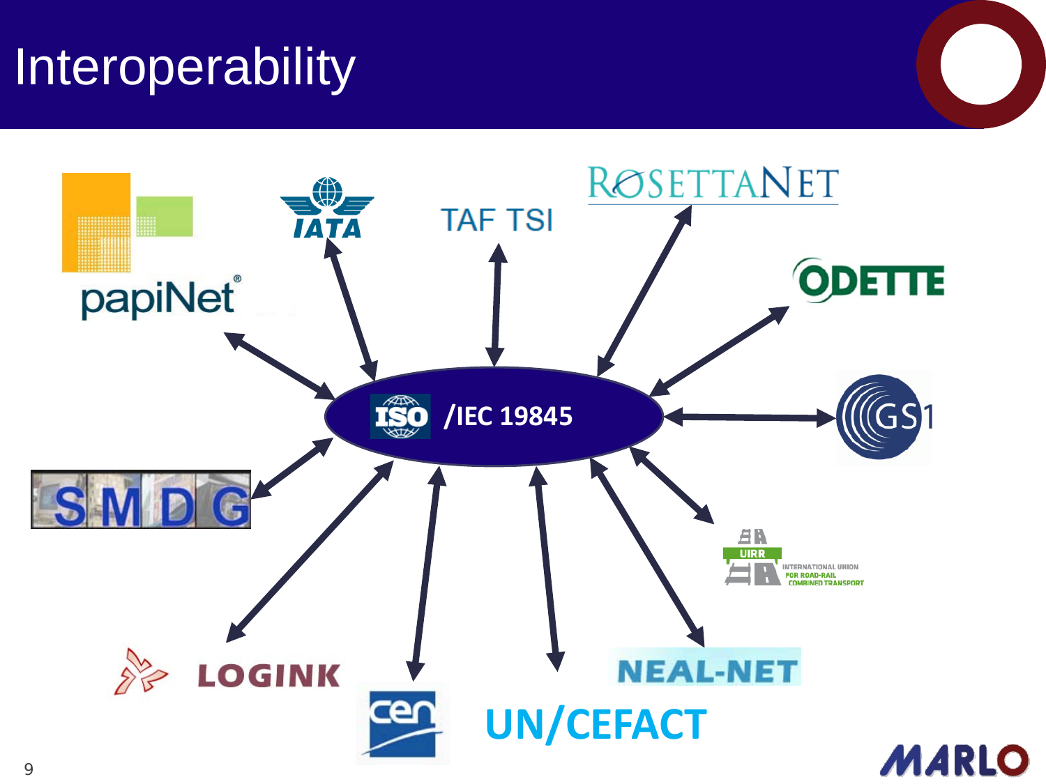# Interoperability

ISO/IEC 19845

- papiNet
- IATA
- TAF TSI
- RosettaNet
- ODETTE
- GS1
- UIRR – International Union for Road-Rail Combined Transport
- NEAL-NET
- UN/CEFACT
- CEN
- LOGINK
- SMDG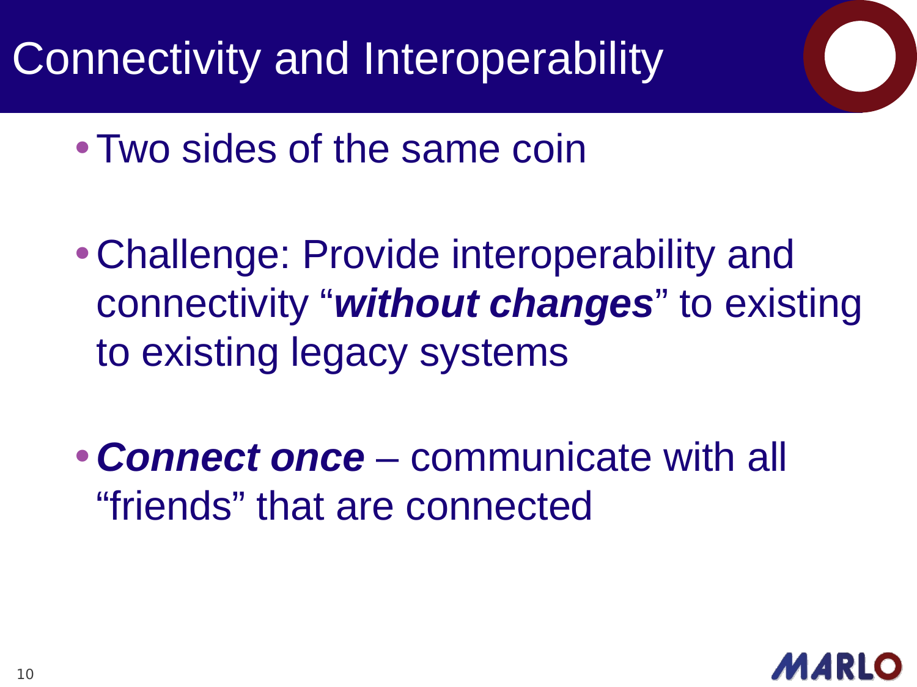# Connectivity and Interoperability

- Two sides of the same coin
- Challenge: Provide interoperability and connectivity "***without changes***" to existing to existing legacy systems
- ***Connect once*** – communicate with all "friends" that are connected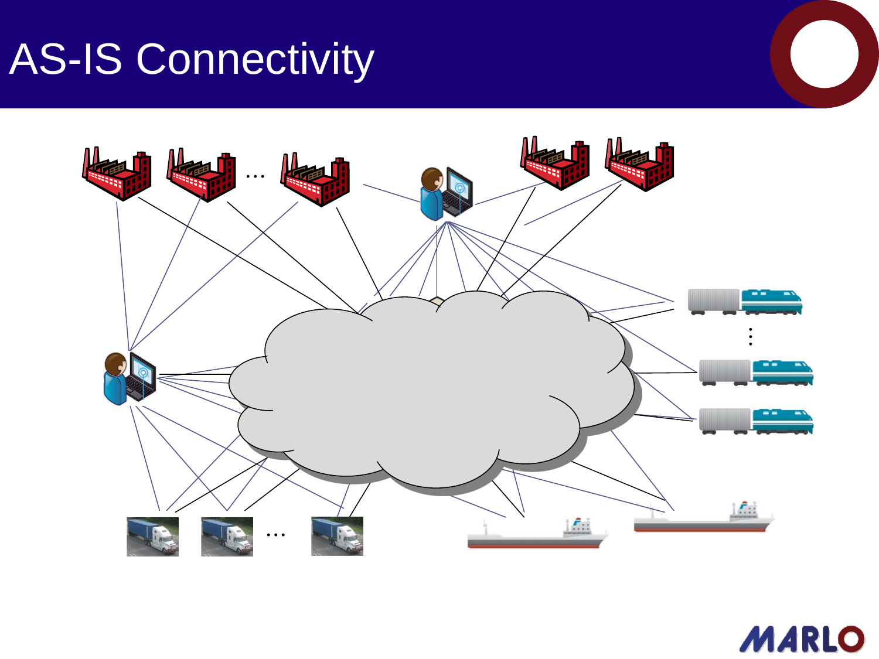# AS-IS Connectivity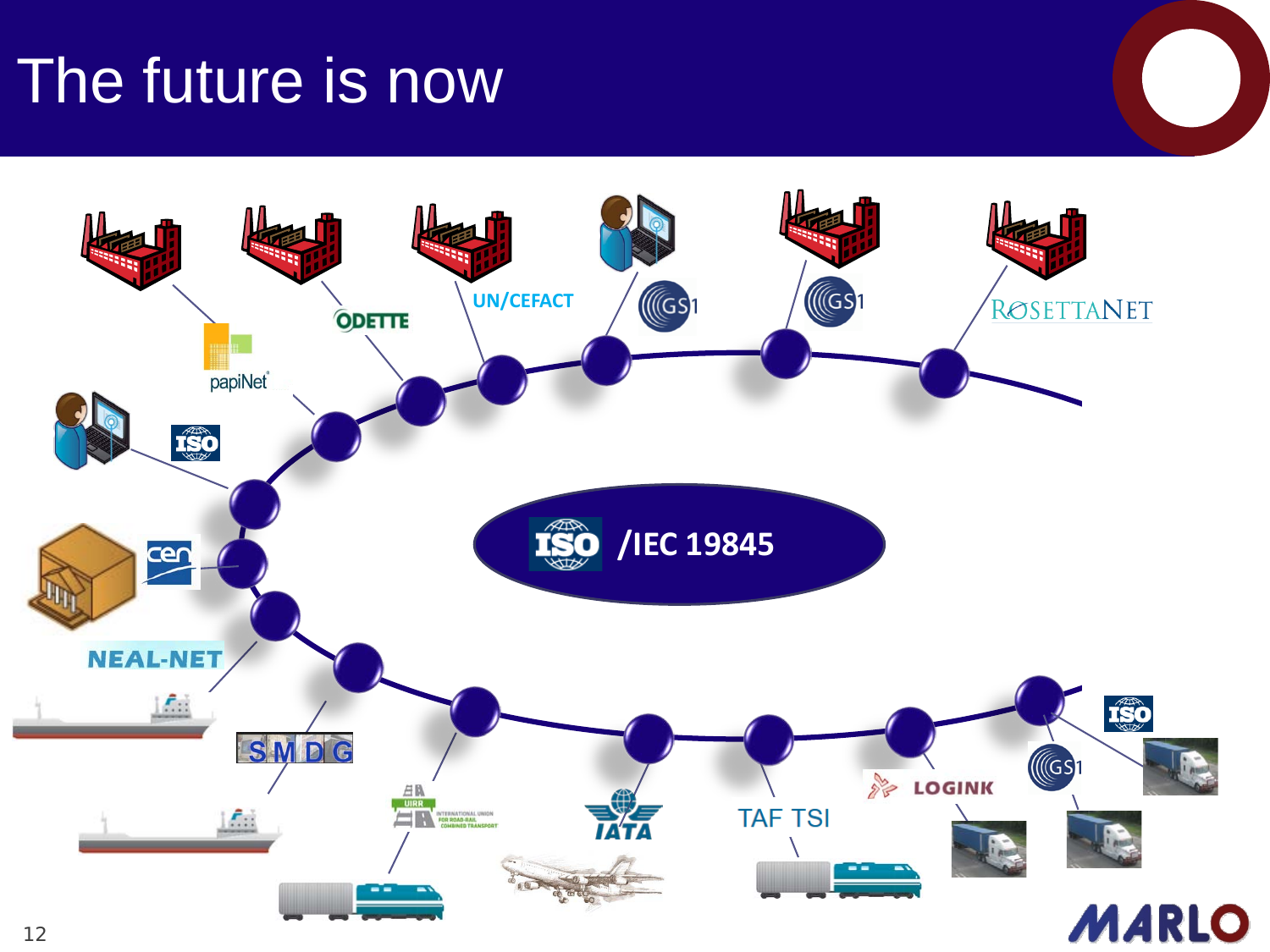# The future is now

ISO /IEC 19845

papiNet

ODETTE

UN/CEFACT

GS1

GS1

ROSETTANET

ISO

cen

NEAL-NET

SMDG

UIRR

IATA

TAF TSI

LOGINK

GS1

ISO

MARLO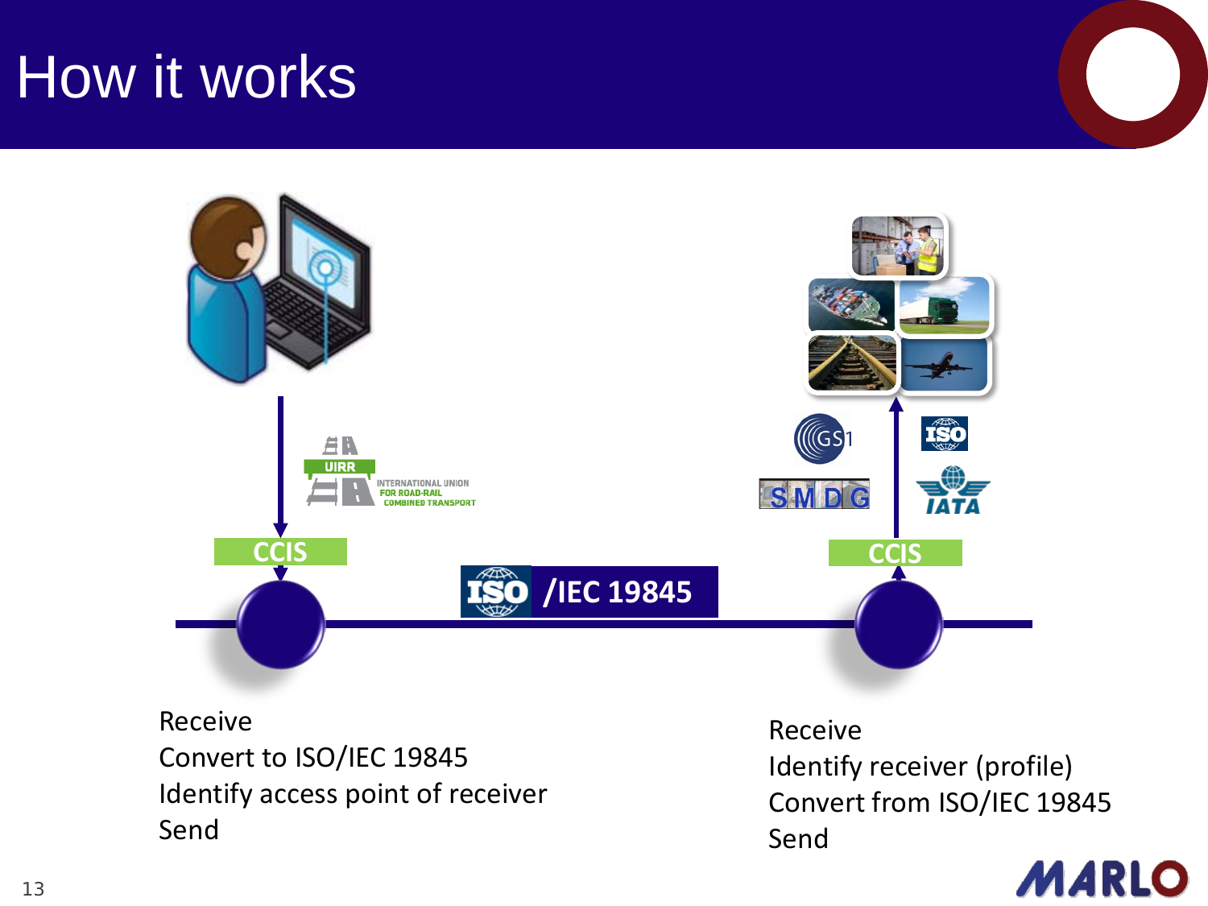# How it works

CCIS

/IEC 19845

CCIS

Receive
Convert to ISO/IEC 19845
Identify access point of receiver
Send

Receive
Identify receiver (profile)
Convert from ISO/IEC 19845
Send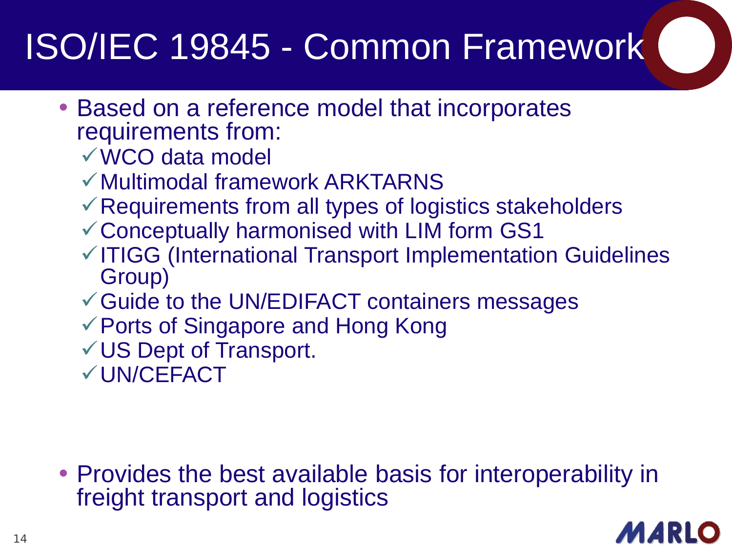# ISO/IEC 19845 - Common Framework

- Based on a reference model that incorporates requirements from:
  - ✓ WCO data model
  - ✓ Multimodal framework ARKTARNS
  - ✓ Requirements from all types of logistics stakeholders
  - ✓ Conceptually harmonised with LIM form GS1
  - ✓ ITIGG (International Transport Implementation Guidelines Group)
  - ✓ Guide to the UN/EDIFACT containers messages
  - ✓ Ports of Singapore and Hong Kong
  - ✓ US Dept of Transport.
  - ✓ UN/CEFACT

- Provides the best available basis for interoperability in freight transport and logistics

MARLO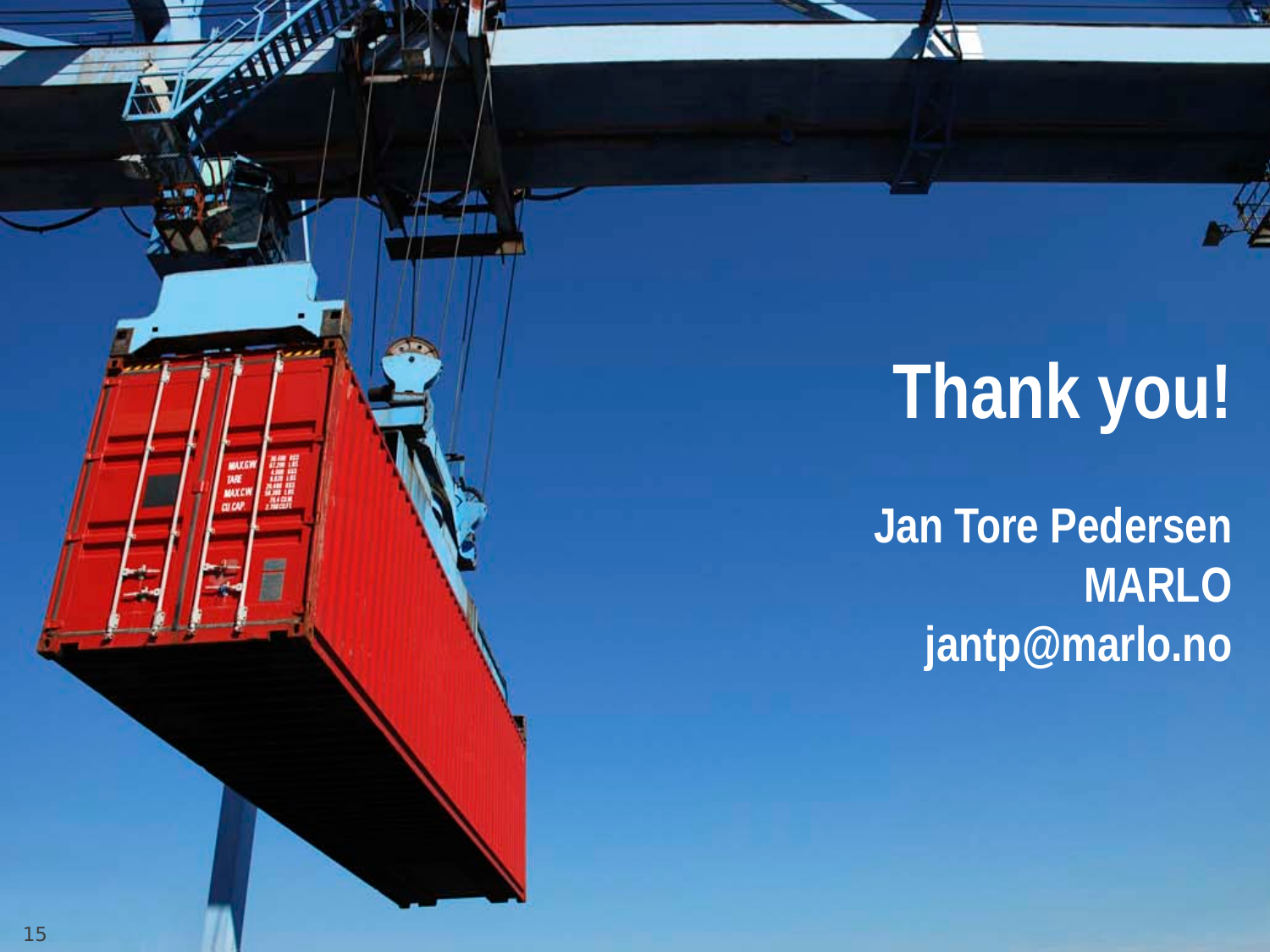# Thank you!

**Jan Tore Pedersen**
**MARLO**
**jantp@marlo.no**